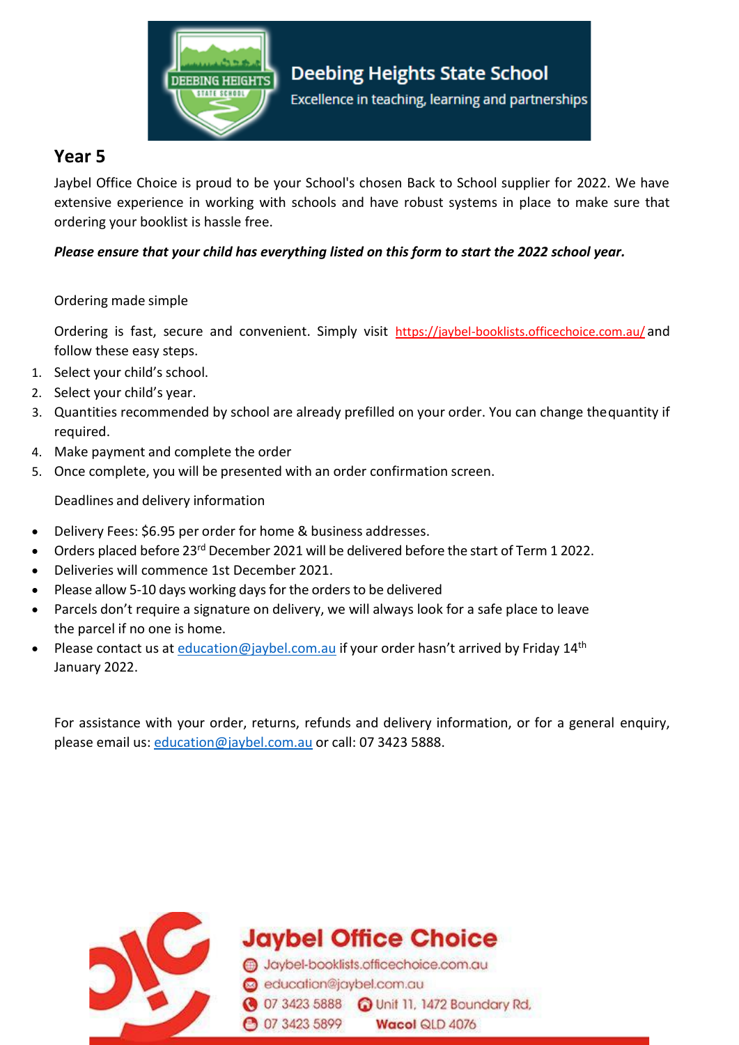Deebing Heights State School

Excellence in teaching, learning and partnerships

## Year 5

Jaybel Office Choice is proud to be your School's chosen Back to School supplier for 2022. We have extensive experience in working with schools and have robust systems in place to make sure that ordering your booklist is hassle free.

***Please ensure that your child has everything listed on this form to start the 2022 school year.***

Ordering made simple

Ordering is fast, secure and convenient. Simply visit https://jaybel-booklists.officechoice.com.au/ and follow these easy steps.

1. Select your child's school.
2. Select your child's year.
3. Quantities recommended by school are already prefilled on your order. You can change the quantity if required.
4. Make payment and complete the order
5. Once complete, you will be presented with an order confirmation screen.

Deadlines and delivery information

- Delivery Fees: $6.95 per order for home & business addresses.
- Orders placed before 23rd December 2021 will be delivered before the start of Term 1 2022.
- Deliveries will commence 1st December 2021.
- Please allow 5-10 days working days for the orders to be delivered
- Parcels don't require a signature on delivery, we will always look for a safe place to leave the parcel if no one is home.
- Please contact us at education@jaybel.com.au if your order hasn't arrived by Friday 14th January 2022.

For assistance with your order, returns, refunds and delivery information, or for a general enquiry, please email us: education@jaybel.com.au or call: 07 3423 5888.

**Jaybel Office Choice**

Jaybel-booklists.officechoice.com.au

education@jaybel.com.au

07 3423 5888 Unit 11, 1472 Boundary Rd,

07 3423 5899 **Wacol** QLD 4076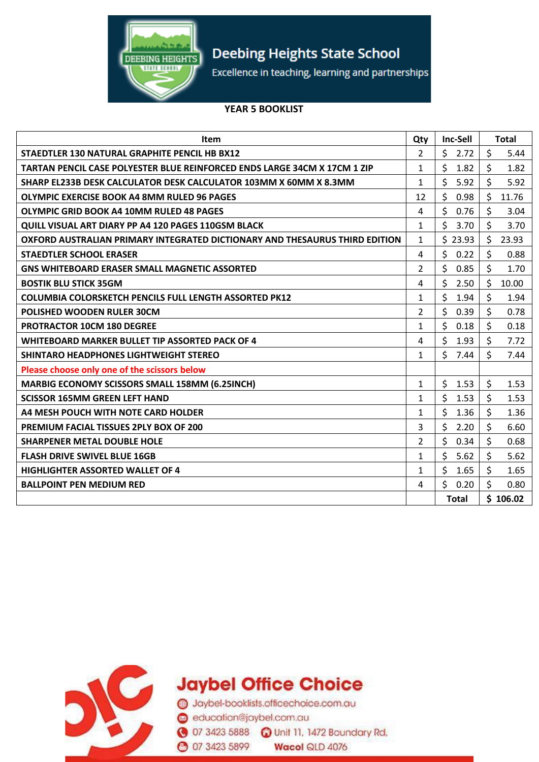# Deebing Heights State School

Excellence in teaching, learning and partnerships

**YEAR 5 BOOKLIST**

| Item | Qty | Inc-Sell | Total |
|---|---|---|---|
| STAEDTLER 130 NATURAL GRAPHITE PENCIL HB BX12 | 2 | $ 2.72 | $ 5.44 |
| TARTAN PENCIL CASE POLYESTER BLUE REINFORCED ENDS LARGE 34CM X 17CM 1 ZIP | 1 | $ 1.82 | $ 1.82 |
| SHARP EL233B DESK CALCULATOR DESK CALCULATOR 103MM X 60MM X 8.3MM | 1 | $ 5.92 | $ 5.92 |
| OLYMPIC EXERCISE BOOK A4 8MM RULED 96 PAGES | 12 | $ 0.98 | $ 11.76 |
| OLYMPIC GRID BOOK A4 10MM RULED 48 PAGES | 4 | $ 0.76 | $ 3.04 |
| QUILL VISUAL ART DIARY PP A4 120 PAGES 110GSM BLACK | 1 | $ 3.70 | $ 3.70 |
| OXFORD AUSTRALIAN PRIMARY INTEGRATED DICTIONARY AND THESAURUS THIRD EDITION | 1 | $ 23.93 | $ 23.93 |
| STAEDTLER SCHOOL ERASER | 4 | $ 0.22 | $ 0.88 |
| GNS WHITEBOARD ERASER SMALL MAGNETIC ASSORTED | 2 | $ 0.85 | $ 1.70 |
| BOSTIK BLU STICK 35GM | 4 | $ 2.50 | $ 10.00 |
| COLUMBIA COLORSKETCH PENCILS FULL LENGTH ASSORTED PK12 | 1 | $ 1.94 | $ 1.94 |
| POLISHED WOODEN RULER 30CM | 2 | $ 0.39 | $ 0.78 |
| PROTRACTOR 10CM 180 DEGREE | 1 | $ 0.18 | $ 0.18 |
| WHITEBOARD MARKER BULLET TIP ASSORTED PACK OF 4 | 4 | $ 1.93 | $ 7.72 |
| SHINTARO HEADPHONES LIGHTWEIGHT STEREO | 1 | $ 7.44 | $ 7.44 |
| Please choose only one of the scissors below | | | |
| MARBIG ECONOMY SCISSORS SMALL 158MM (6.25INCH) | 1 | $ 1.53 | $ 1.53 |
| SCISSOR 165MM GREEN LEFT HAND | 1 | $ 1.53 | $ 1.53 |
| A4 MESH POUCH WITH NOTE CARD HOLDER | 1 | $ 1.36 | $ 1.36 |
| PREMIUM FACIAL TISSUES 2PLY BOX OF 200 | 3 | $ 2.20 | $ 6.60 |
| SHARPENER METAL DOUBLE HOLE | 2 | $ 0.34 | $ 0.68 |
| FLASH DRIVE SWIVEL BLUE 16GB | 1 | $ 5.62 | $ 5.62 |
| HIGHLIGHTER ASSORTED WALLET OF 4 | 1 | $ 1.65 | $ 1.65 |
| BALLPOINT PEN MEDIUM RED | 4 | $ 0.20 | $ 0.80 |
| | | **Total** | **$ 106.02** |

**Jaybel Office Choice**

Jaybel-booklists.officechoice.com.au

education@jaybel.com.au

07 3423 5888 | Unit 11, 1472 Boundary Rd,

07 3423 5899 | Wacol QLD 4076